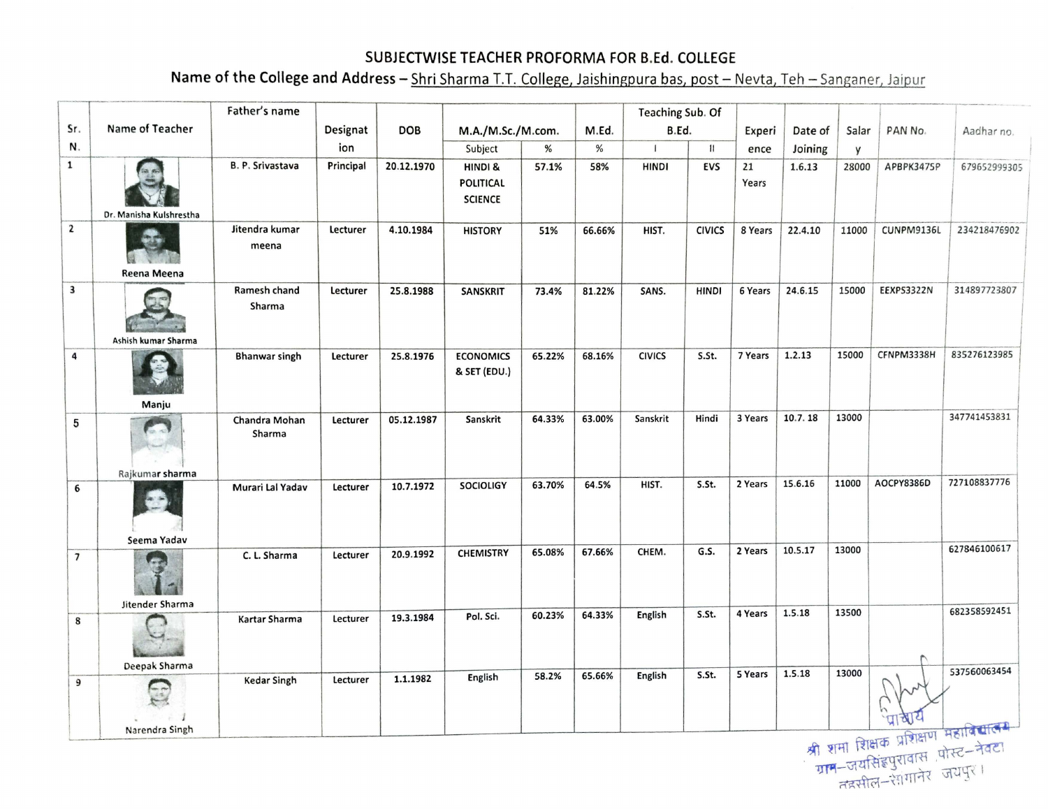# SUBJECTWISE TEACHER PROFORMA FOR B.Ed. COLLEGE

## Name of the College and Address – Shri Sharma T.T. College, Jaishingpura bas, post – Nevta, Teh – Sanganer, Jaipur

| Sr. N. | Name of Teacher | Father's name | Designation | DOB | M.A./M.Sc./M.com. | | M.Ed. | Teaching Sub. Of B.Ed. | | Experience | Date of Joining | Salary | PAN No. | Aadhar no. |
|---|---|---|---|---|---|---|---|---|---|---|---|---|---|---|
| | | | | | Subject | % | % | I | II | | | | | |
| 1 | Dr. Manisha Kulshrestha | B. P. Srivastava | Principal | 20.12.1970 | HINDI & POLITICAL SCIENCE | 57.1% | 58% | HINDI | EVS | 21 Years | 1.6.13 | 28000 | APBPK3475P | 679652999305 |
| 2 | Reena Meena | Jitendra kumar meena | Lecturer | 4.10.1984 | HISTORY | 51% | 66.66% | HIST. | CIVICS | 8 Years | 22.4.10 | 11000 | CUNPM9136L | 234218476902 |
| 3 | Ashish kumar Sharma | Ramesh chand Sharma | Lecturer | 25.8.1988 | SANSKRIT | 73.4% | 81.22% | SANS. | HINDI | 6 Years | 24.6.15 | 15000 | EEXPS3322N | 314897723807 |
| 4 | Manju | Bhanwar singh | Lecturer | 25.8.1976 | ECONOMICS & SET (EDU.) | 65.22% | 68.16% | CIVICS | S.St. | 7 Years | 1.2.13 | 15000 | CFNPM3338H | 835276123985 |
| 5 | Rajkumar sharma | Chandra Mohan Sharma | Lecturer | 05.12.1987 | Sanskrit | 64.33% | 63.00% | Sanskrit | Hindi | 3 Years | 10.7. 18 | 13000 | | 347741453831 |
| 6 | Seema Yadav | Murari Lal Yadav | Lecturer | 10.7.1972 | SOCIOLIGY | 63.70% | 64.5% | HIST. | S.St. | 2 Years | 15.6.16 | 11000 | AOCPY8386D | 727108837776 |
| 7 | Jitender Sharma | C. L. Sharma | Lecturer | 20.9.1992 | CHEMISTRY | 65.08% | 67.66% | CHEM. | G.S. | 2 Years | 10.5.17 | 13000 | | 627846100617 |
| 8 | Deepak Sharma | Kartar Sharma | Lecturer | 19.3.1984 | Pol. Sci. | 60.23% | 64.33% | English | S.St. | 4 Years | 1.5.18 | 13500 | | 682358592451 |
| 9 | Narendra Singh | Kedar Singh | Lecturer | 1.1.1982 | English | 58.2% | 65.66% | English | S.St. | 5 Years | 1.5.18 | 13000 | | 537560063454 |

प्राचार्य
श्री शर्मा शिक्षक प्रशिक्षण महाविद्यालय
ग्राम–जयसिंहपुरावास पोस्ट–नेवटा
तहसील–सांगानेर जयपुर।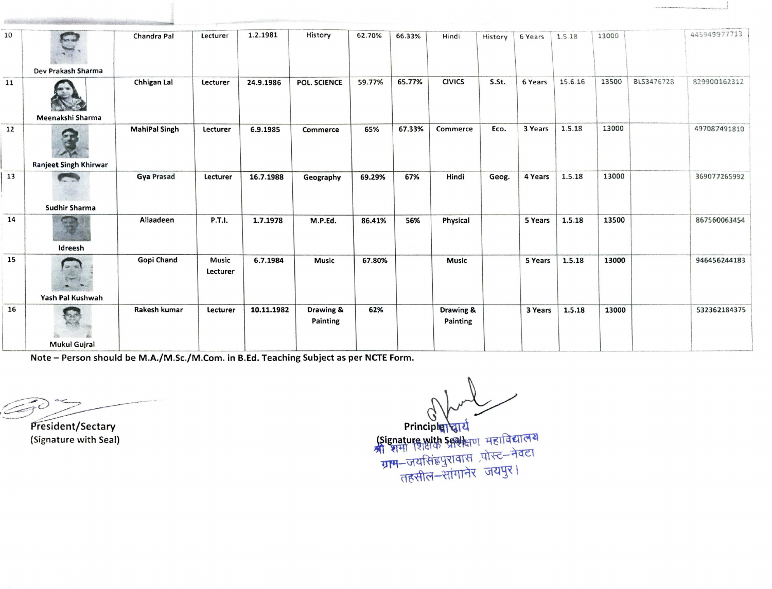| | | | | | | | | | | | | | | |
|---|---|---|---|---|---|---|---|---|---|---|---|---|---|---|
| 10 | Dev Prakash Sharma | Chandra Pal | Lecturer | 1.2.1981 | History | 62.70% | 66.33% | Hindi | History | 6 Years | 1.5.18 | 13000 | | 445949977713 |
| 11 | Meenakshi Sharma | Chhigan Lal | Lecturer | 24.9.1986 | POL. SCIENCE | 59.77% | 65.77% | CIVICS | S.St. | 6 Years | 15.6.16 | 13500 | BLS3476728 | 829900162312 |
| 12 | Ranjeet Singh Khirwar | MahiPal Singh | Lecturer | 6.9.1985 | Commerce | 65% | 67.33% | Commerce | Eco. | 3 Years | 1.5.18 | 13000 | | 497087491810 |
| 13 | Sudhir Sharma | Gya Prasad | Lecturer | 16.7.1988 | Geography | 69.29% | 67% | Hindi | Geog. | 4 Years | 1.5.18 | 13000 | | 369077265992 |
| 14 | Idreesh | Allaadeen | P.T.I. | 1.7.1978 | M.P.Ed. | 86.41% | 56% | Physical | | 5 Years | 1.5.18 | 13500 | | 867560063454 |
| 15 | Yash Pal Kushwah | Gopi Chand | Music Lecturer | 6.7.1984 | Music | 67.80% | | Music | | 5 Years | 1.5.18 | 13000 | | 946456244183 |
| 16 | Mukul Gujral | Rakesh kumar | Lecturer | 10.11.1982 | Drawing & Painting | 62% | | Drawing & Painting | | 3 Years | 1.5.18 | 13000 | | 532362184375 |

Note – Person should be M.A./M.Sc./M.Com. in B.Ed. Teaching Subject as per NCTE Form.

President/Sectary
(Signature with Seal)

Principal / प्राचार्य
(Signature with Seal)

श्री शर्मा शिक्षक प्रशिक्षण महाविद्यालय
ग्राम–जयसिंहपुरावास ,पोस्ट–नेवटा
तहसील–सांगानेर जयपुर।